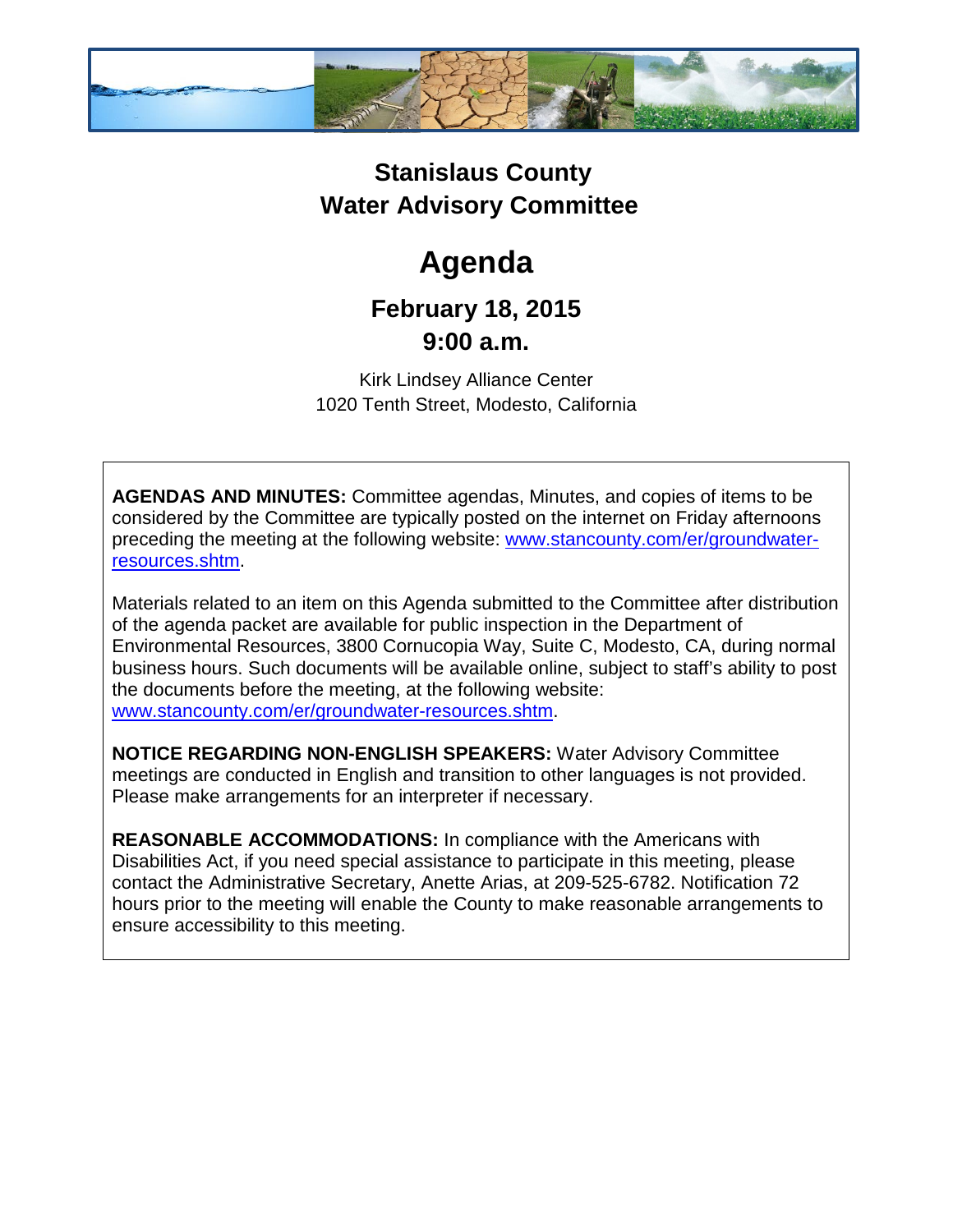# Stanislaus County
# Water Advisory Committee

# Agenda

## February 18, 2015
## 9:00 a.m.

Kirk Lindsey Alliance Center
1020 Tenth Street, Modesto, California

**AGENDAS AND MINUTES:** Committee agendas, Minutes, and copies of items to be considered by the Committee are typically posted on the internet on Friday afternoons preceding the meeting at the following website: [www.stancounty.com/er/groundwater-resources.shtm](http://www.stancounty.com/er/groundwater-resources.shtm).

Materials related to an item on this Agenda submitted to the Committee after distribution of the agenda packet are available for public inspection in the Department of Environmental Resources, 3800 Cornucopia Way, Suite C, Modesto, CA, during normal business hours. Such documents will be available online, subject to staff's ability to post the documents before the meeting, at the following website: [www.stancounty.com/er/groundwater-resources.shtm](http://www.stancounty.com/er/groundwater-resources.shtm).

**NOTICE REGARDING NON-ENGLISH SPEAKERS:** Water Advisory Committee meetings are conducted in English and transition to other languages is not provided. Please make arrangements for an interpreter if necessary.

**REASONABLE ACCOMMODATIONS:** In compliance with the Americans with Disabilities Act, if you need special assistance to participate in this meeting, please contact the Administrative Secretary, Anette Arias, at 209-525-6782. Notification 72 hours prior to the meeting will enable the County to make reasonable arrangements to ensure accessibility to this meeting.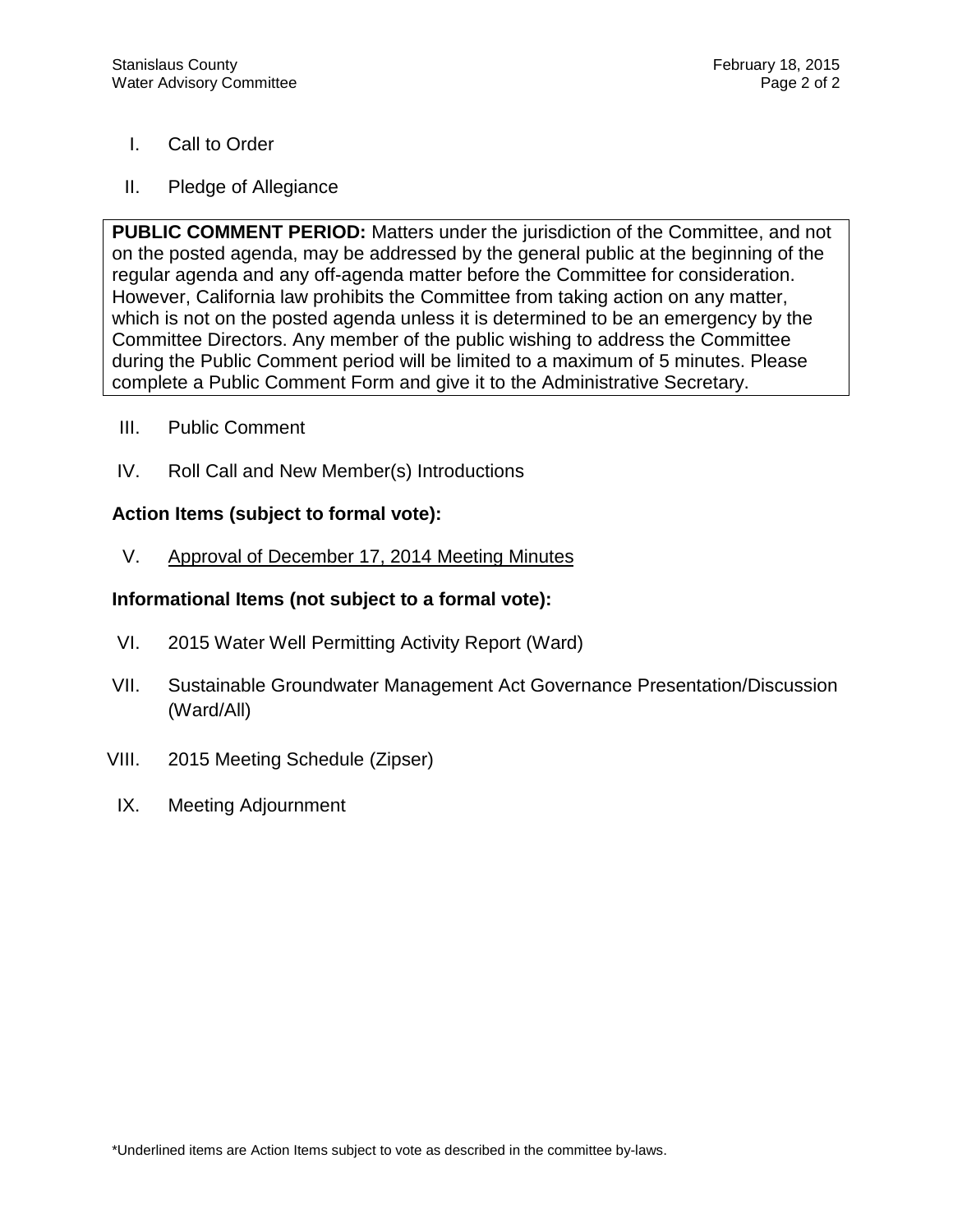I. Call to Order

II. Pledge of Allegiance

**PUBLIC COMMENT PERIOD:** Matters under the jurisdiction of the Committee, and not on the posted agenda, may be addressed by the general public at the beginning of the regular agenda and any off-agenda matter before the Committee for consideration. However, California law prohibits the Committee from taking action on any matter, which is not on the posted agenda unless it is determined to be an emergency by the Committee Directors. Any member of the public wishing to address the Committee during the Public Comment period will be limited to a maximum of 5 minutes. Please complete a Public Comment Form and give it to the Administrative Secretary.

III. Public Comment

IV. Roll Call and New Member(s) Introductions

**Action Items (subject to formal vote):**

V. <u>Approval of December 17, 2014 Meeting Minutes</u>

**Informational Items (not subject to a formal vote):**

VI. 2015 Water Well Permitting Activity Report (Ward)

VII. Sustainable Groundwater Management Act Governance Presentation/Discussion (Ward/All)

VIII. 2015 Meeting Schedule (Zipser)

IX. Meeting Adjournment

*Underlined items are Action Items subject to vote as described in the committee by-laws.